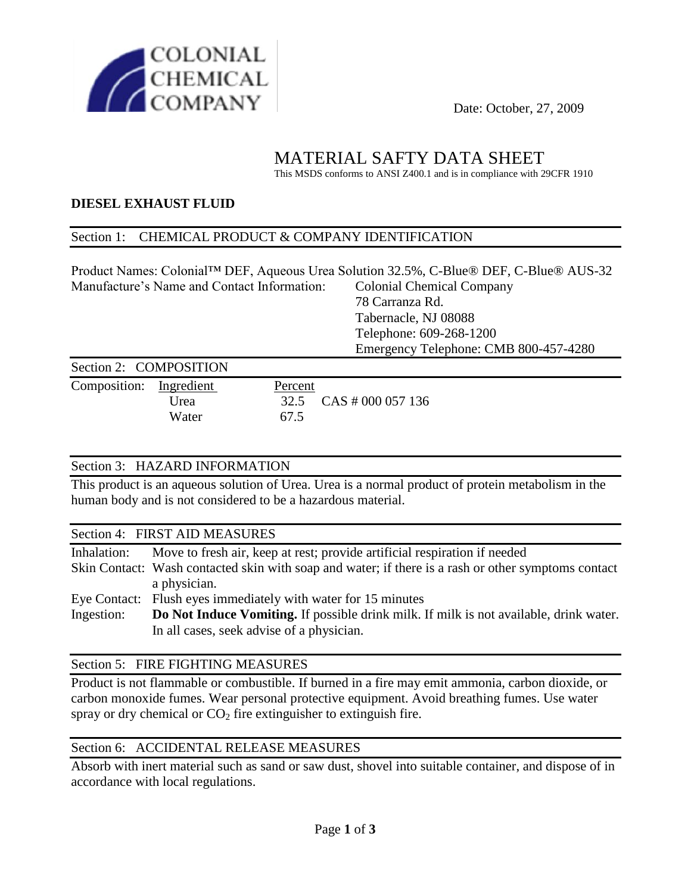COLONIAL CHEMICAL COMPANY

Date: October, 27, 2009

# MATERIAL SAFTY DATA SHEET

This MSDS conforms to ANSI Z400.1 and is in compliance with 29CFR 1910

**DIESEL EXHAUST FLUID**

## Section 1: CHEMICAL PRODUCT & COMPANY IDENTIFICATION

Product Names: Colonial™ DEF, Aqueous Urea Solution 32.5%, C-Blue® DEF, C-Blue® AUS-32

Manufacture's Name and Contact Information:

Colonial Chemical Company
78 Carranza Rd.
Tabernacle, NJ 08088
Telephone: 609-268-1200
Emergency Telephone: CMB 800-457-4280

## Section 2: COMPOSITION

| Composition: | Ingredient | Percent | |
|---|---|---|---|
| | Urea | 32.5 | CAS # 000 057 136 |
| | Water | 67.5 | |

## Section 3: HAZARD INFORMATION

This product is an aqueous solution of Urea. Urea is a normal product of protein metabolism in the human body and is not considered to be a hazardous material.

## Section 4: FIRST AID MEASURES

Inhalation: Move to fresh air, keep at rest; provide artificial respiration if needed

Skin Contact: Wash contacted skin with soap and water; if there is a rash or other symptoms contact a physician.

Eye Contact: Flush eyes immediately with water for 15 minutes

Ingestion: **Do Not Induce Vomiting.** If possible drink milk. If milk is not available, drink water. In all cases, seek advise of a physician.

## Section 5: FIRE FIGHTING MEASURES

Product is not flammable or combustible. If burned in a fire may emit ammonia, carbon dioxide, or carbon monoxide fumes. Wear personal protective equipment. Avoid breathing fumes. Use water spray or dry chemical or $CO_2$ fire extinguisher to extinguish fire.

## Section 6: ACCIDENTAL RELEASE MEASURES

Absorb with inert material such as sand or saw dust, shovel into suitable container, and dispose of in accordance with local regulations.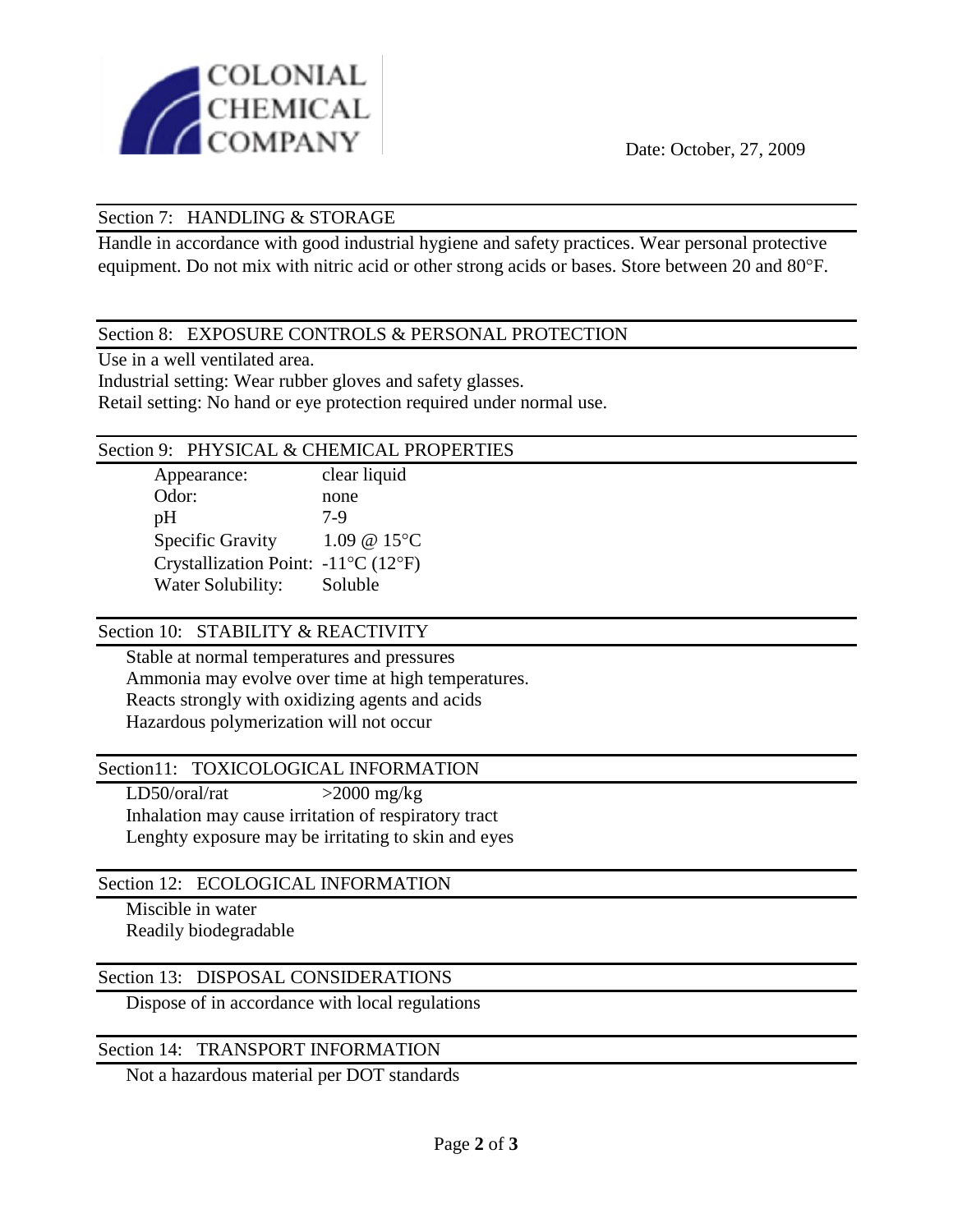Date: October, 27, 2009

## Section 7: HANDLING & STORAGE

Handle in accordance with good industrial hygiene and safety practices. Wear personal protective equipment. Do not mix with nitric acid or other strong acids or bases. Store between 20 and 80°F.

## Section 8: EXPOSURE CONTROLS & PERSONAL PROTECTION

Use in a well ventilated area.
Industrial setting: Wear rubber gloves and safety glasses.
Retail setting: No hand or eye protection required under normal use.

## Section 9: PHYSICAL & CHEMICAL PROPERTIES

| | |
|---|---|
| Appearance: | clear liquid |
| Odor: | none |
| pH | 7-9 |
| Specific Gravity | 1.09 @ 15°C |
| Crystallization Point: | -11°C (12°F) |
| Water Solubility: | Soluble |

## Section 10: STABILITY & REACTIVITY

Stable at normal temperatures and pressures
Ammonia may evolve over time at high temperatures.
Reacts strongly with oxidizing agents and acids
Hazardous polymerization will not occur

## Section11: TOXICOLOGICAL INFORMATION

LD50/oral/rat >2000 mg/kg
Inhalation may cause irritation of respiratory tract
Lenghty exposure may be irritating to skin and eyes

## Section 12: ECOLOGICAL INFORMATION

Miscible in water
Readily biodegradable

## Section 13: DISPOSAL CONSIDERATIONS

Dispose of in accordance with local regulations

## Section 14: TRANSPORT INFORMATION

Not a hazardous material per DOT standards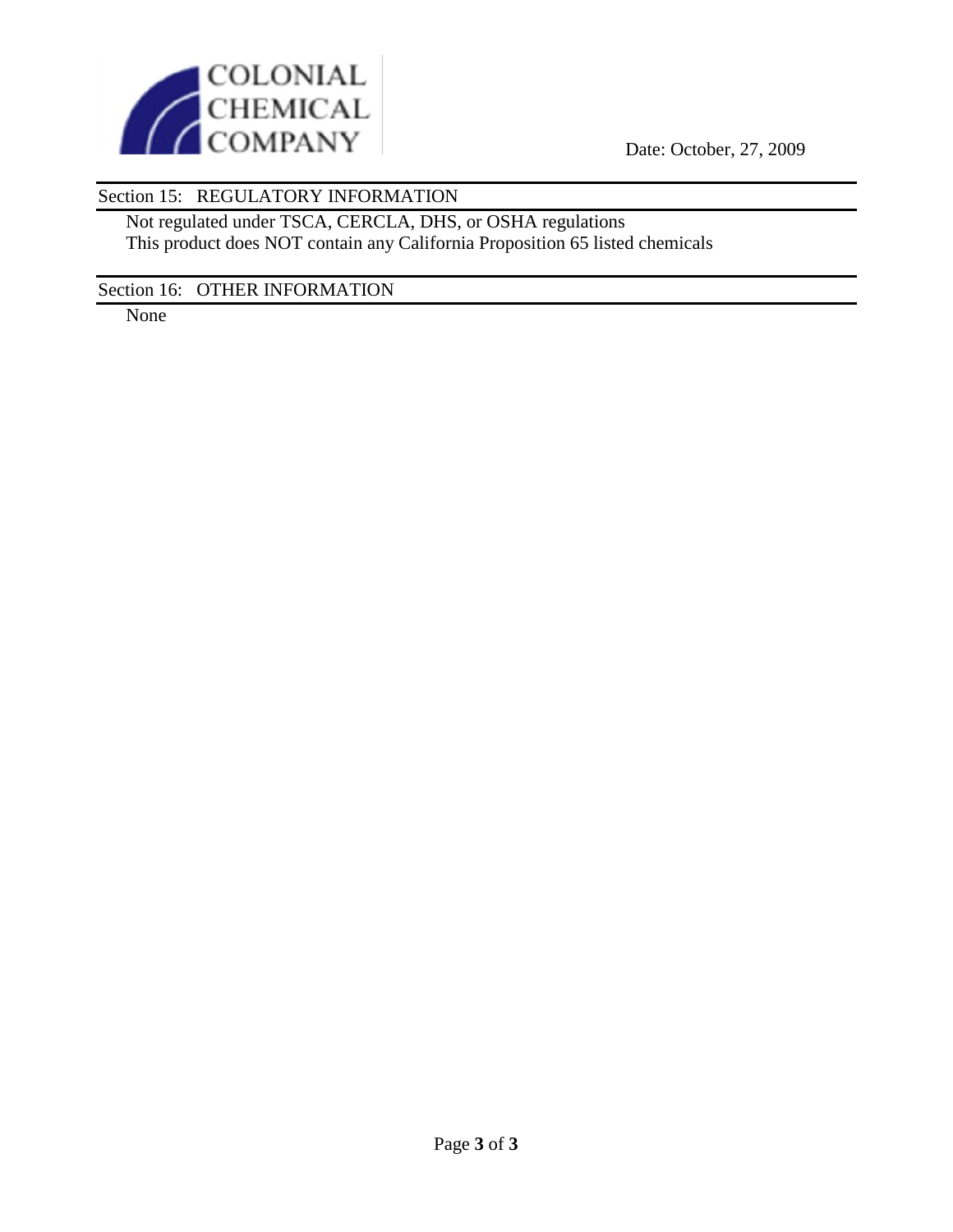COLONIAL CHEMICAL COMPANY

Date: October, 27, 2009

## Section 15: REGULATORY INFORMATION

Not regulated under TSCA, CERCLA, DHS, or OSHA regulations
This product does NOT contain any California Proposition 65 listed chemicals

## Section 16: OTHER INFORMATION

None